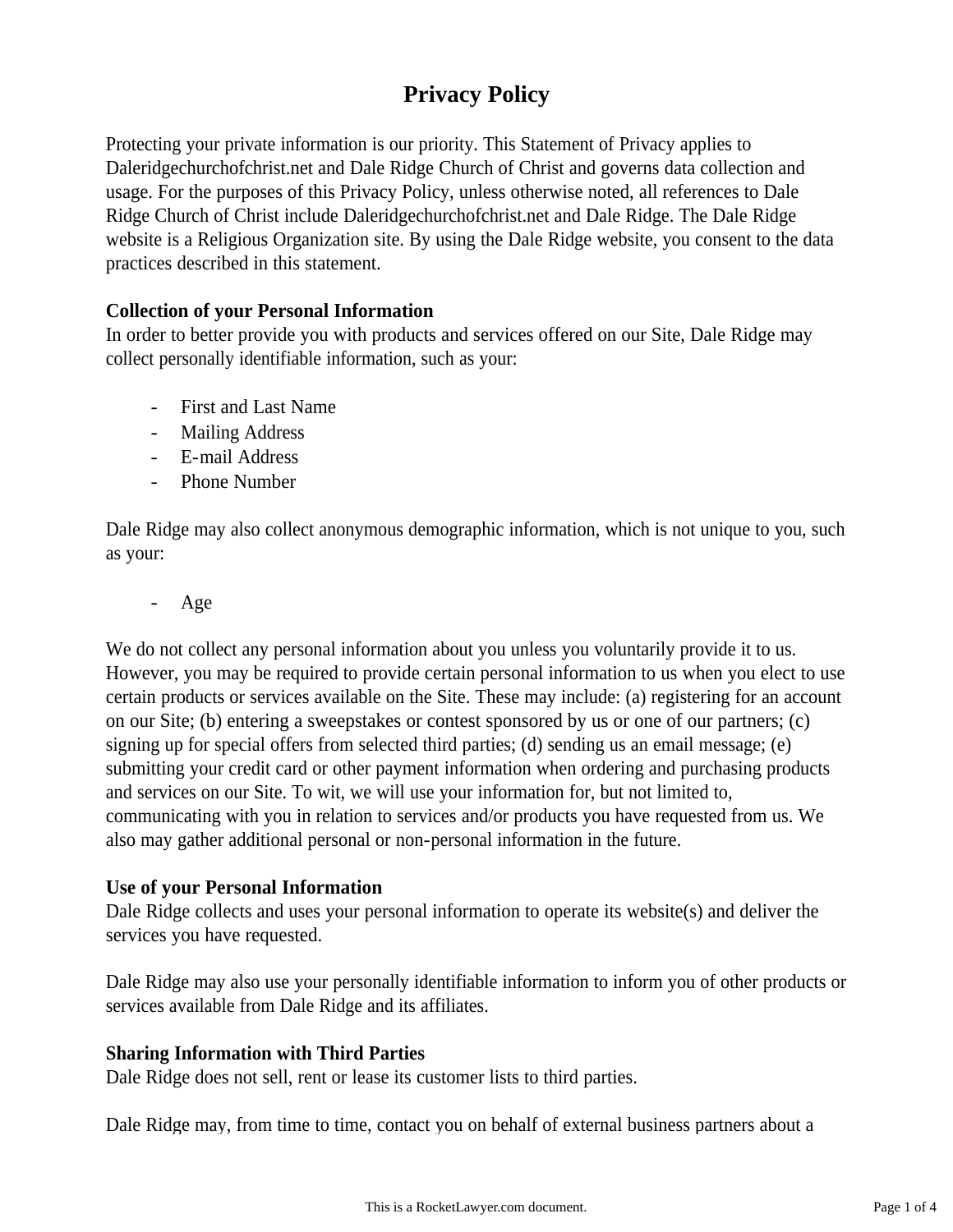# Privacy Policy

Protecting your private information is our priority. This Statement of Privacy applies to Daleridgechurchofchrist.net and Dale Ridge Church of Christ and governs data collection and usage. For the purposes of this Privacy Policy, unless otherwise noted, all references to Dale Ridge Church of Christ include Daleridgechurchofchrist.net and Dale Ridge. The Dale Ridge website is a Religious Organization site. By using the Dale Ridge website, you consent to the data practices described in this statement.

**Collection of your Personal Information**

In order to better provide you with products and services offered on our Site, Dale Ridge may collect personally identifiable information, such as your:

- First and Last Name
- Mailing Address
- E-mail Address
- Phone Number

Dale Ridge may also collect anonymous demographic information, which is not unique to you, such as your:

- Age

We do not collect any personal information about you unless you voluntarily provide it to us. However, you may be required to provide certain personal information to us when you elect to use certain products or services available on the Site. These may include: (a) registering for an account on our Site; (b) entering a sweepstakes or contest sponsored by us or one of our partners; (c) signing up for special offers from selected third parties; (d) sending us an email message; (e) submitting your credit card or other payment information when ordering and purchasing products and services on our Site. To wit, we will use your information for, but not limited to, communicating with you in relation to services and/or products you have requested from us. We also may gather additional personal or non-personal information in the future.

**Use of your Personal Information**

Dale Ridge collects and uses your personal information to operate its website(s) and deliver the services you have requested.

Dale Ridge may also use your personally identifiable information to inform you of other products or services available from Dale Ridge and its affiliates.

**Sharing Information with Third Parties**

Dale Ridge does not sell, rent or lease its customer lists to third parties.

Dale Ridge may, from time to time, contact you on behalf of external business partners about a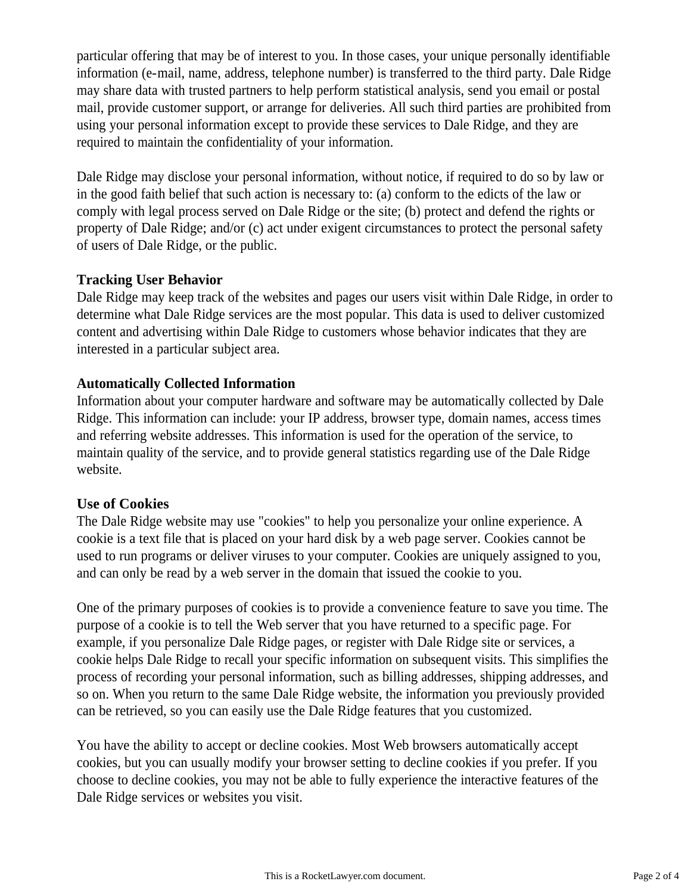particular offering that may be of interest to you. In those cases, your unique personally identifiable information (e-mail, name, address, telephone number) is transferred to the third party. Dale Ridge may share data with trusted partners to help perform statistical analysis, send you email or postal mail, provide customer support, or arrange for deliveries. All such third parties are prohibited from using your personal information except to provide these services to Dale Ridge, and they are required to maintain the confidentiality of your information.

Dale Ridge may disclose your personal information, without notice, if required to do so by law or in the good faith belief that such action is necessary to: (a) conform to the edicts of the law or comply with legal process served on Dale Ridge or the site; (b) protect and defend the rights or property of Dale Ridge; and/or (c) act under exigent circumstances to protect the personal safety of users of Dale Ridge, or the public.

**Tracking User Behavior**
Dale Ridge may keep track of the websites and pages our users visit within Dale Ridge, in order to determine what Dale Ridge services are the most popular. This data is used to deliver customized content and advertising within Dale Ridge to customers whose behavior indicates that they are interested in a particular subject area.

**Automatically Collected Information**
Information about your computer hardware and software may be automatically collected by Dale Ridge. This information can include: your IP address, browser type, domain names, access times and referring website addresses. This information is used for the operation of the service, to maintain quality of the service, and to provide general statistics regarding use of the Dale Ridge website.

**Use of Cookies**
The Dale Ridge website may use "cookies" to help you personalize your online experience. A cookie is a text file that is placed on your hard disk by a web page server. Cookies cannot be used to run programs or deliver viruses to your computer. Cookies are uniquely assigned to you, and can only be read by a web server in the domain that issued the cookie to you.

One of the primary purposes of cookies is to provide a convenience feature to save you time. The purpose of a cookie is to tell the Web server that you have returned to a specific page. For example, if you personalize Dale Ridge pages, or register with Dale Ridge site or services, a cookie helps Dale Ridge to recall your specific information on subsequent visits. This simplifies the process of recording your personal information, such as billing addresses, shipping addresses, and so on. When you return to the same Dale Ridge website, the information you previously provided can be retrieved, so you can easily use the Dale Ridge features that you customized.

You have the ability to accept or decline cookies. Most Web browsers automatically accept cookies, but you can usually modify your browser setting to decline cookies if you prefer. If you choose to decline cookies, you may not be able to fully experience the interactive features of the Dale Ridge services or websites you visit.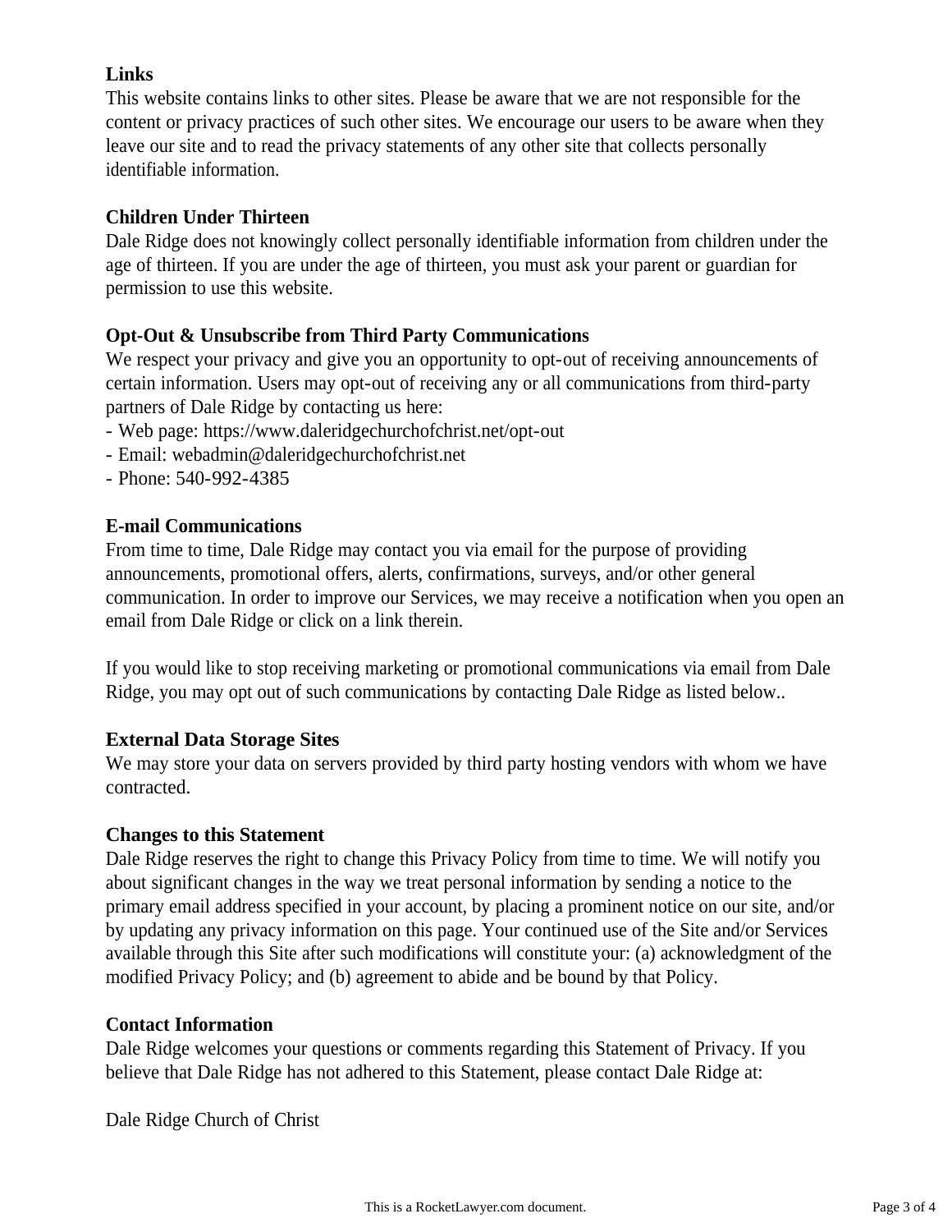**Links**

This website contains links to other sites. Please be aware that we are not responsible for the content or privacy practices of such other sites. We encourage our users to be aware when they leave our site and to read the privacy statements of any other site that collects personally identifiable information.

**Children Under Thirteen**

Dale Ridge does not knowingly collect personally identifiable information from children under the age of thirteen. If you are under the age of thirteen, you must ask your parent or guardian for permission to use this website.

**Opt-Out & Unsubscribe from Third Party Communications**

We respect your privacy and give you an opportunity to opt-out of receiving announcements of certain information. Users may opt-out of receiving any or all communications from third-party partners of Dale Ridge by contacting us here:

- Web page: https://www.daleridgechurchofchrist.net/opt-out
- Email: webadmin@daleridgechurchofchrist.net
- Phone: 540-992-4385

**E-mail Communications**

From time to time, Dale Ridge may contact you via email for the purpose of providing announcements, promotional offers, alerts, confirmations, surveys, and/or other general communication. In order to improve our Services, we may receive a notification when you open an email from Dale Ridge or click on a link therein.

If you would like to stop receiving marketing or promotional communications via email from Dale Ridge, you may opt out of such communications by contacting Dale Ridge as listed below..

**External Data Storage Sites**

We may store your data on servers provided by third party hosting vendors with whom we have contracted.

**Changes to this Statement**

Dale Ridge reserves the right to change this Privacy Policy from time to time. We will notify you about significant changes in the way we treat personal information by sending a notice to the primary email address specified in your account, by placing a prominent notice on our site, and/or by updating any privacy information on this page. Your continued use of the Site and/or Services available through this Site after such modifications will constitute your: (a) acknowledgment of the modified Privacy Policy; and (b) agreement to abide and be bound by that Policy.

**Contact Information**

Dale Ridge welcomes your questions or comments regarding this Statement of Privacy. If you believe that Dale Ridge has not adhered to this Statement, please contact Dale Ridge at:

Dale Ridge Church of Christ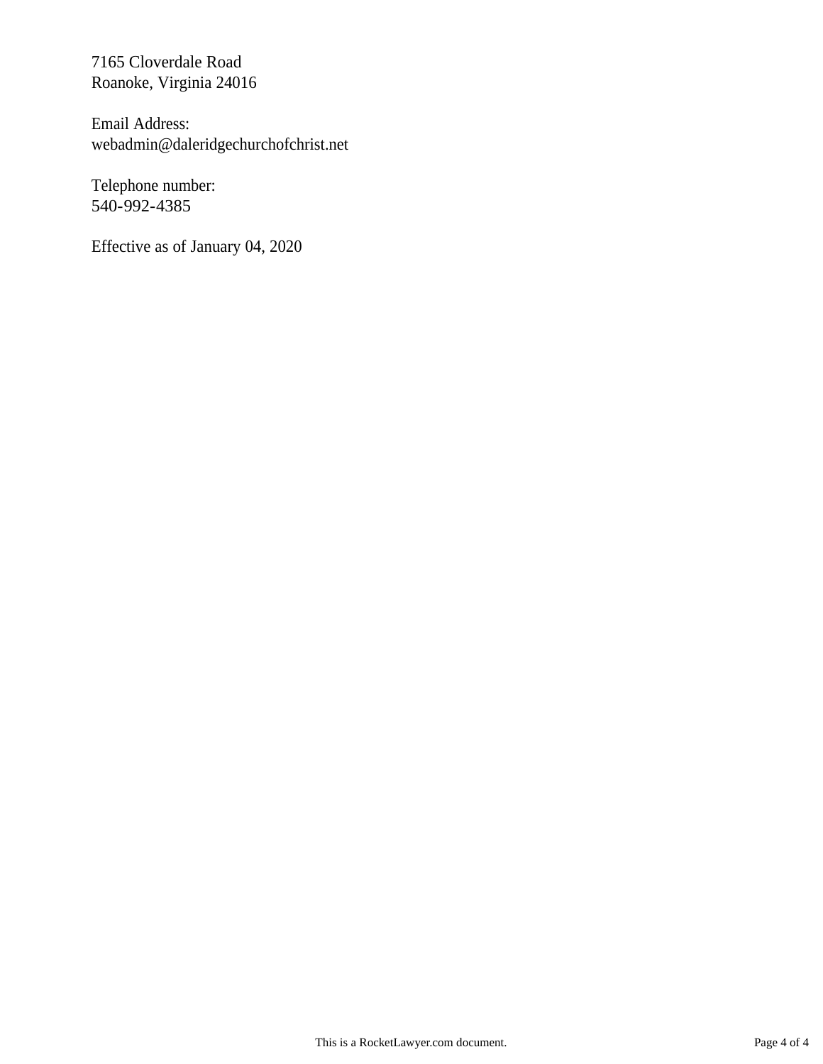7165 Cloverdale Road
Roanoke, Virginia 24016

Email Address:
webadmin@daleridgechurchofchrist.net

Telephone number:
540-992-4385

Effective as of January 04, 2020